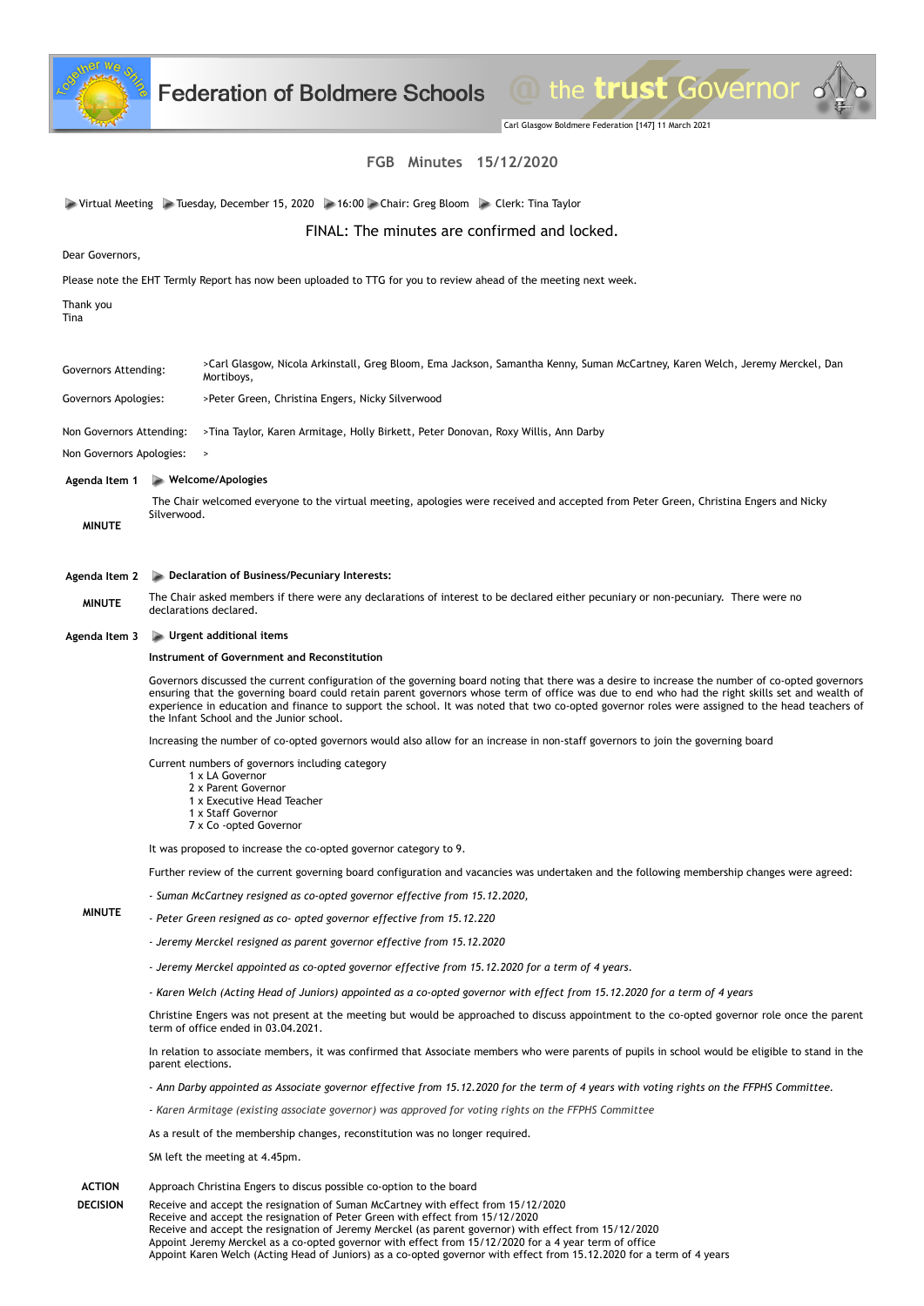# FGB Minutes 15/12/2020

Virtual Meeting | Tuesday, December 15, 2020 | 16:00 | Chair: Greg Bloom | Clerk: Tina Taylor

**FINAL: The minutes are confirmed and locked.**

Dear Governors,

Please note the EHT Termly Report has now been uploaded to TTG for you to review ahead of the meeting next week.

Thank you
Tina

| | |
|---|---|
| Governors Attending: | >Carl Glasgow, Nicola Arkinstall, Greg Bloom, Ema Jackson, Samantha Kenny, Suman McCartney, Karen Welch, Jeremy Merckel, Dan Mortiboys, |
| Governors Apologies: | >Peter Green, Christina Engers, Nicky Silverwood |
| Non Governors Attending: | >Tina Taylor, Karen Armitage, Holly Birkett, Peter Donovan, Roxy Willis, Ann Darby |
| Non Governors Apologies: | > |

## Agenda Item 1 — Welcome/Apologies

**MINUTE**

The Chair welcomed everyone to the virtual meeting, apologies were received and accepted from Peter Green, Christina Engers and Nicky Silverwood.

## Agenda Item 2 — Declaration of Business/Pecuniary Interests:

**MINUTE**

The Chair asked members if there were any declarations of interest to be declared either pecuniary or non-pecuniary. There were no declarations declared.

## Agenda Item 3 — Urgent additional items

**MINUTE**

**Instrument of Government and Reconstitution**

Governors discussed the current configuration of the governing board noting that there was a desire to increase the number of co-opted governors ensuring that the governing board could retain parent governors whose term of office was due to end who had the right skills set and wealth of experience in education and finance to support the school. It was noted that two co-opted governor roles were assigned to the head teachers of the Infant School and the Junior school.

Increasing the number of co-opted governors would also allow for an increase in non-staff governors to join the governing board

Current numbers of governors including category

- 1 x LA Governor
- 2 x Parent Governor
- 1 x Executive Head Teacher
- 1 x Staff Governor
- 7 x Co -opted Governor

It was proposed to increase the co-opted governor category to 9.

Further review of the current governing board configuration and vacancies was undertaken and the following membership changes were agreed:

*- Suman McCartney resigned as co-opted governor effective from 15.12.2020,*

*- Peter Green resigned as co- opted governor effective from 15.12.220*

*- Jeremy Merckel resigned as parent governor effective from 15.12.2020*

*- Jeremy Merckel appointed as co-opted governor effective from 15.12.2020 for a term of 4 years.*

*- Karen Welch (Acting Head of Juniors) appointed as a co-opted governor with effect from 15.12.2020 for a term of 4 years*

Christine Engers was not present at the meeting but would be approached to discuss appointment to the co-opted governor role once the parent term of office ended in 03.04.2021.

In relation to associate members, it was confirmed that Associate members who were parents of pupils in school would be eligible to stand in the parent elections.

*- Ann Darby appointed as Associate governor effective from 15.12.2020 for the term of 4 years with voting rights on the FFPHS Committee.*

*- Karen Armitage (existing associate governor) was approved for voting rights on the FFPHS Committee*

As a result of the membership changes, reconstitution was no longer required.

SM left the meeting at 4.45pm.

**ACTION**

Approach Christina Engers to discus possible co-option to the board

**DECISION**

Receive and accept the resignation of Suman McCartney with effect from 15/12/2020
Receive and accept the resignation of Peter Green with effect from 15/12/2020
Receive and accept the resignation of Jeremy Merckel (as parent governor) with effect from 15/12/2020
Appoint Jeremy Merckel as a co-opted governor with effect from 15/12/2020 for a 4 year term of office
Appoint Karen Welch (Acting Head of Juniors) as a co-opted governor with effect from 15.12.2020 for a term of 4 years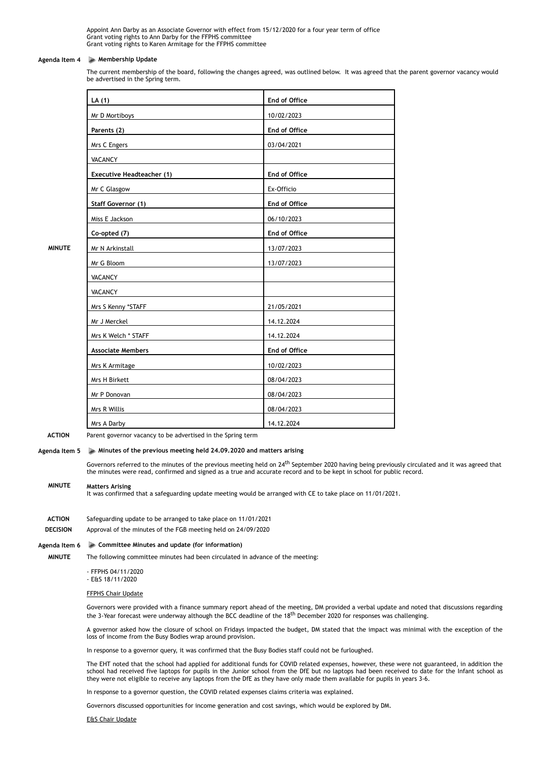Appoint Ann Darby as an Associate Governor with effect from 15/12/2020 for a four year term of office
Grant voting rights to Ann Darby for the FFPHS committee
Grant voting rights to Karen Armitage for the FFPHS committee

## Agenda Item 4 Membership Update

The current membership of the board, following the changes agreed, was outlined below. It was agreed that the parent governor vacancy would be advertised in the Spring term.

**MINUTE**

| LA (1) | End of Office |
|---|---|
| Mr D Mortiboys | 10/02/2023 |
| **Parents (2)** | **End of Office** |
| Mrs C Engers | 03/04/2021 |
| VACANCY | |
| **Executive Headteacher (1)** | **End of Office** |
| Mr C Glasgow | Ex-Officio |
| **Staff Governor (1)** | **End of Office** |
| Miss E Jackson | 06/10/2023 |
| **Co-opted (7)** | **End of Office** |
| Mr N Arkinstall | 13/07/2023 |
| Mr G Bloom | 13/07/2023 |
| VACANCY | |
| VACANCY | |
| Mrs S Kenny *STAFF | 21/05/2021 |
| Mr J Merckel | 14.12.2024 |
| Mrs K Welch * STAFF | 14.12.2024 |
| **Associate Members** | **End of Office** |
| Mrs K Armitage | 10/02/2023 |
| Mrs H Birkett | 08/04/2023 |
| Mr P Donovan | 08/04/2023 |
| Mrs R Willis | 08/04/2023 |
| Mrs A Darby | 14.12.2024 |

**ACTION** Parent governor vacancy to be advertised in the Spring term

## Agenda Item 5 Minutes of the previous meeting held 24.09.2020 and matters arising

Governors referred to the minutes of the previous meeting held on 24th September 2020 having being previously circulated and it was agreed that the minutes were read, confirmed and signed as a true and accurate record and to be kept in school for public record.

**MINUTE**

**Matters Arising**
It was confirmed that a safeguarding update meeting would be arranged with CE to take place on 11/01/2021.

**ACTION** Safeguarding update to be arranged to take place on 11/01/2021

**DECISION** Approval of the minutes of the FGB meeting held on 24/09/2020

## Agenda Item 6 Committee Minutes and update (for information)

**MINUTE** The following committee minutes had been circulated in advance of the meeting:

- FFPHS 04/11/2020
- E&S 18/11/2020

FFPHS Chair Update

Governors were provided with a finance summary report ahead of the meeting, DM provided a verbal update and noted that discussions regarding the 3-Year forecast were underway although the BCC deadline of the 18th December 2020 for responses was challenging.

A governor asked how the closure of school on Fridays impacted the budget, DM stated that the impact was minimal with the exception of the loss of income from the Busy Bodies wrap around provision.

In response to a governor query, it was confirmed that the Busy Bodies staff could not be furloughed.

The EHT noted that the school had applied for additional funds for COVID related expenses, however, these were not guaranteed, in addition the school had received five laptops for pupils in the Junior school from the DfE but no laptops had been received to date for the Infant school as they were not eligible to receive any laptops from the DfE as they have only made them available for pupils in years 3-6.

In response to a governor question, the COVID related expenses claims criteria was explained.

Governors discussed opportunities for income generation and cost savings, which would be explored by DM.

E&S Chair Update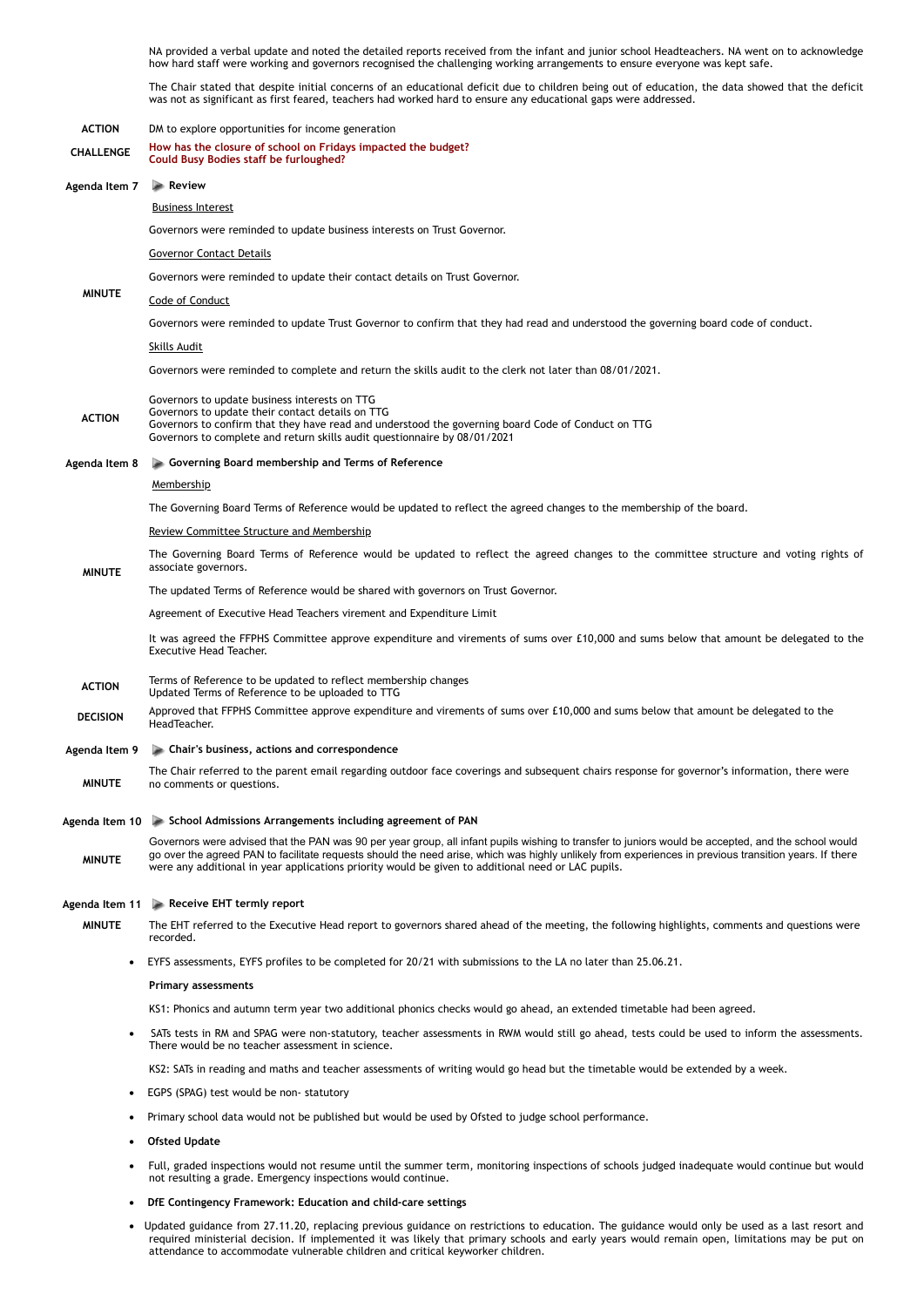NA provided a verbal update and noted the detailed reports received from the infant and junior school Headteachers. NA went on to acknowledge how hard staff were working and governors recognised the challenging working arrangements to ensure everyone was kept safe.

The Chair stated that despite initial concerns of an educational deficit due to children being out of education, the data showed that the deficit was not as significant as first feared, teachers had worked hard to ensure any educational gaps were addressed.

**ACTION** DM to explore opportunities for income generation

**CHALLENGE** **How has the closure of school on Fridays impacted the budget?**
**Could Busy Bodies staff be furloughed?**

## Agenda Item 7 — Review

**MINUTE**

Business Interest

Governors were reminded to update business interests on Trust Governor.

Governor Contact Details

Governors were reminded to update their contact details on Trust Governor.

Code of Conduct

Governors were reminded to update Trust Governor to confirm that they had read and understood the governing board code of conduct.

Skills Audit

Governors were reminded to complete and return the skills audit to the clerk not later than 08/01/2021.

**ACTION**

Governors to update business interests on TTG
Governors to update their contact details on TTG
Governors to confirm that they have read and understood the governing board Code of Conduct on TTG
Governors to complete and return skills audit questionnaire by 08/01/2021

## Agenda Item 8 — Governing Board membership and Terms of Reference

**MINUTE**

Membership

The Governing Board Terms of Reference would be updated to reflect the agreed changes to the membership of the board.

Review Committee Structure and Membership

The Governing Board Terms of Reference would be updated to reflect the agreed changes to the committee structure and voting rights of associate governors.

The updated Terms of Reference would be shared with governors on Trust Governor.

Agreement of Executive Head Teachers virement and Expenditure Limit

It was agreed the FFPHS Committee approve expenditure and virements of sums over £10,000 and sums below that amount be delegated to the Executive Head Teacher.

**ACTION**

Terms of Reference to be updated to reflect membership changes
Updated Terms of Reference to be uploaded to TTG

**DECISION** Approved that FFPHS Committee approve expenditure and virements of sums over £10,000 and sums below that amount be delegated to the HeadTeacher.

## Agenda Item 9 — Chair's business, actions and correspondence

**MINUTE** The Chair referred to the parent email regarding outdoor face coverings and subsequent chairs response for governor's information, there were no comments or questions.

## Agenda Item 10 — School Admissions Arrangements including agreement of PAN

**MINUTE** Governors were advised that the PAN was 90 per year group, all infant pupils wishing to transfer to juniors would be accepted, and the school would go over the agreed PAN to facilitate requests should the need arise, which was highly unlikely from experiences in previous transition years. If there were any additional in year applications priority would be given to additional need or LAC pupils.

## Agenda Item 11 — Receive EHT termly report

**MINUTE** The EHT referred to the Executive Head report to governors shared ahead of the meeting, the following highlights, comments and questions were recorded.

- EYFS assessments, EYFS profiles to be completed for 20/21 with submissions to the LA no later than 25.06.21.

**Primary assessments**

KS1: Phonics and autumn term year two additional phonics checks would go ahead, an extended timetable had been agreed.

- SATs tests in RM and SPAG were non-statutory, teacher assessments in RWM would still go ahead, tests could be used to inform the assessments. There would be no teacher assessment in science.

KS2: SATs in reading and maths and teacher assessments of writing would go head but the timetable would be extended by a week.

- EGPS (SPAG) test would be non- statutory
- Primary school data would not be published but would be used by Ofsted to judge school performance.
- **Ofsted Update**
- Full, graded inspections would not resume until the summer term, monitoring inspections of schools judged inadequate would continue but would not resulting a grade. Emergency inspections would continue.
- **DfE Contingency Framework: Education and child-care settings**
- Updated guidance from 27.11.20, replacing previous guidance on restrictions to education. The guidance would only be used as a last resort and required ministerial decision. If implemented it was likely that primary schools and early years would remain open, limitations may be put on attendance to accommodate vulnerable children and critical keyworker children.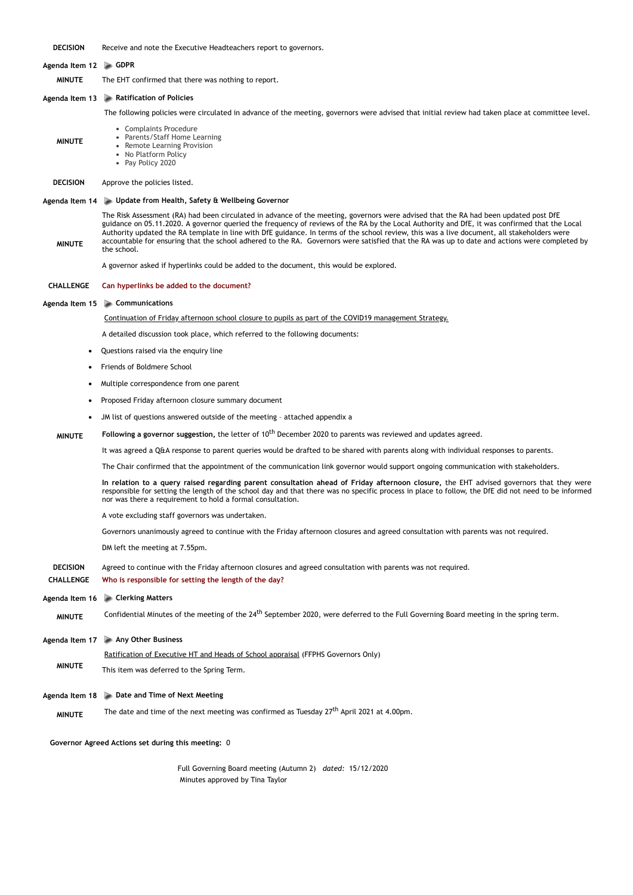**DECISION** Receive and note the Executive Headteachers report to governors.

**Agenda Item 12** ▶ **GDPR**

**MINUTE** The EHT confirmed that there was nothing to report.

**Agenda Item 13** ▶ **Ratification of Policies**

**MINUTE** The following policies were circulated in advance of the meeting, governors were advised that initial review had taken place at committee level.

- Complaints Procedure
- Parents/Staff Home Learning
- Remote Learning Provision
- No Platform Policy
- Pay Policy 2020

**DECISION** Approve the policies listed.

**Agenda Item 14** ▶ **Update from Health, Safety & Wellbeing Governor**

**MINUTE** The Risk Assessment (RA) had been circulated in advance of the meeting, governors were advised that the RA had been updated post DfE guidance on 05.11.2020. A governor queried the frequency of reviews of the RA by the Local Authority and DfE, it was confirmed that the Local Authority updated the RA template in line with DfE guidance. In terms of the school review, this was a live document, all stakeholders were accountable for ensuring that the school adhered to the RA. Governors were satisfied that the RA was up to date and actions were completed by the school.

A governor asked if hyperlinks could be added to the document, this would be explored.

**CHALLENGE** **Can hyperlinks be added to the document?**

**Agenda Item 15** ▶ **Communications**

Continuation of Friday afternoon school closure to pupils as part of the COVID19 management Strategy.

A detailed discussion took place, which referred to the following documents:

- Questions raised via the enquiry line
- Friends of Boldmere School
- Multiple correspondence from one parent
- Proposed Friday afternoon closure summary document
- JM list of questions answered outside of the meeting – attached appendix a

**MINUTE** **Following a governor suggestion,** the letter of 10th December 2020 to parents was reviewed and updates agreed.

It was agreed a Q&A response to parent queries would be drafted to be shared with parents along with individual responses to parents.

The Chair confirmed that the appointment of the communication link governor would support ongoing communication with stakeholders.

**In relation to a query raised regarding parent consultation ahead of Friday afternoon closure,** the EHT advised governors that they were responsible for setting the length of the school day and that there was no specific process in place to follow, the DfE did not need to be informed nor was there a requirement to hold a formal consultation.

A vote excluding staff governors was undertaken.

Governors unanimously agreed to continue with the Friday afternoon closures and agreed consultation with parents was not required.

DM left the meeting at 7.55pm.

**DECISION** Agreed to continue with the Friday afternoon closures and agreed consultation with parents was not required.

**CHALLENGE** **Who is responsible for setting the length of the day?**

**Agenda Item 16** ▶ **Clerking Matters**

**MINUTE** Confidential Minutes of the meeting of the 24th September 2020, were deferred to the Full Governing Board meeting in the spring term.

**Agenda Item 17** ▶ **Any Other Business**

Ratification of Executive HT and Heads of School appraisal (FFPHS Governors Only)

**MINUTE** This item was deferred to the Spring Term.

**Agenda Item 18** ▶ **Date and Time of Next Meeting**

**MINUTE** The date and time of the next meeting was confirmed as Tuesday 27th April 2021 at 4.00pm.

**Governor Agreed Actions set during this meeting:** 0

Full Governing Board meeting (Autumn 2) *dated:* 15/12/2020
Minutes approved by Tina Taylor